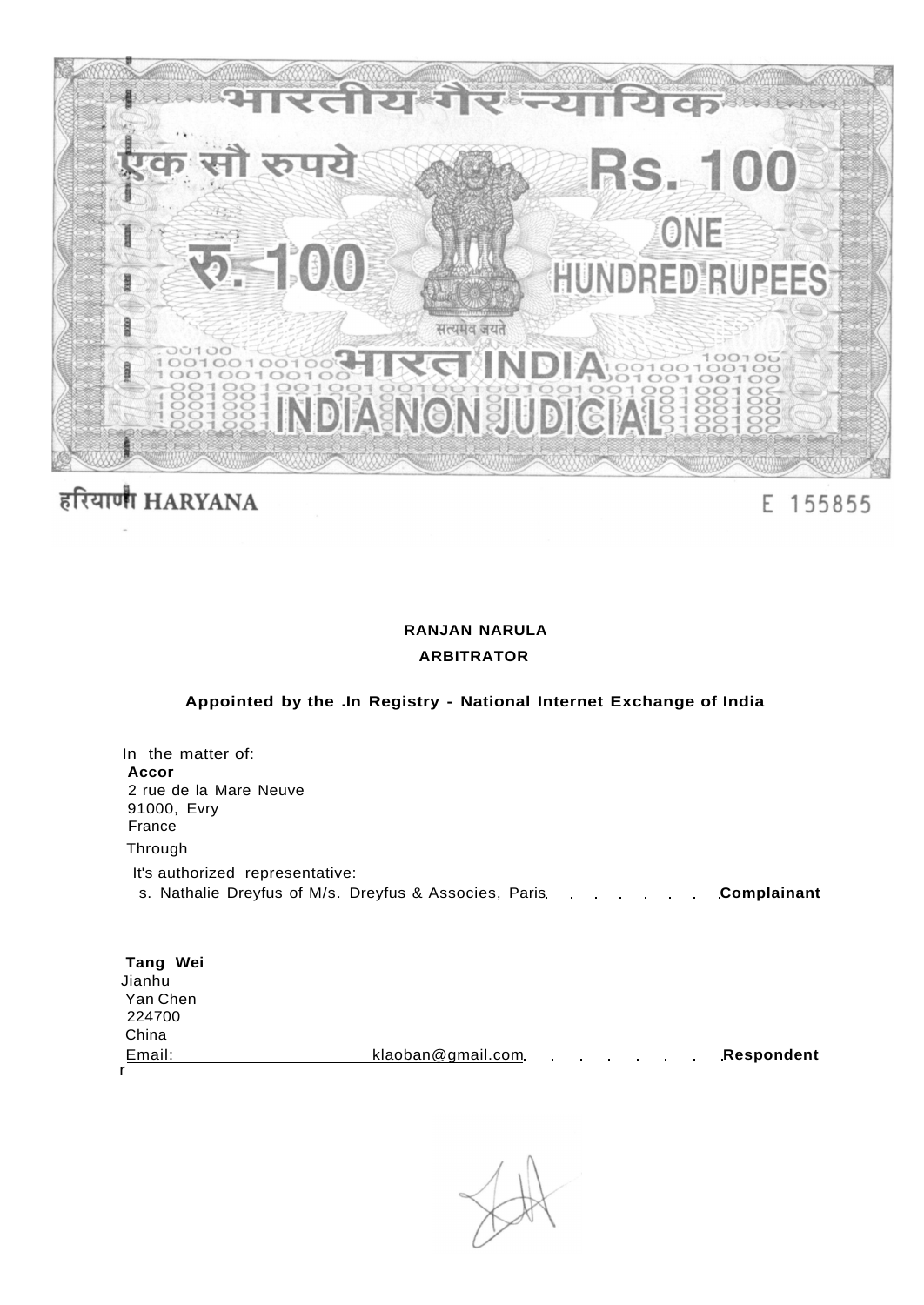भारतीय गैर न्यायिक

एक सौ रुपये Rs. 100

रु. 100 ONE HUNDRED RUPEES

सत्यमेव जयते

भारत INDIA

INDIA NON JUDICIAL

हरियाणा HARYANA

E 155855

**RANJAN NARULA**

**ARBITRATOR**

**Appointed by the .In Registry - National Internet Exchange of India**

In the matter of:

**Accor**
2 rue de la Mare Neuve
91000, Evry
France

Through

It's authorized representative:
s. Nathalie Dreyfus of M/s. Dreyfus & Associes, Paris. . . . . . . . . **Complainant**

**Tang Wei**
Jianhu
Yan Chen
224700
China
Email: klaoban@gmail.com. . . . . . . . . **Respondent**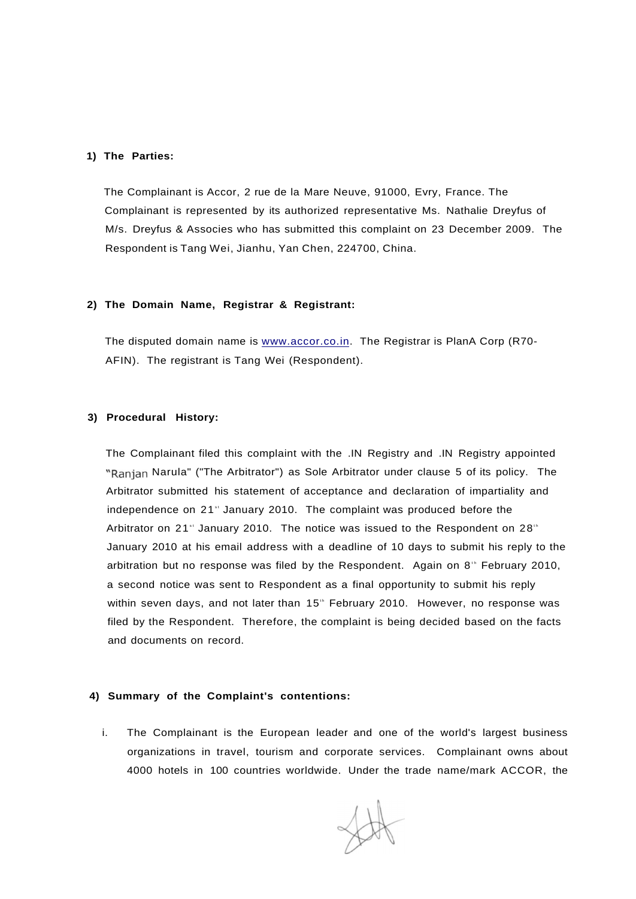**1) The Parties:**

The Complainant is Accor, 2 rue de la Mare Neuve, 91000, Evry, France. The Complainant is represented by its authorized representative Ms. Nathalie Dreyfus of M/s. Dreyfus & Associes who has submitted this complaint on 23 December 2009. The Respondent is Tang Wei, Jianhu, Yan Chen, 224700, China.

**2) The Domain Name, Registrar & Registrant:**

The disputed domain name is www.accor.co.in. The Registrar is PlanA Corp (R70-AFIN). The registrant is Tang Wei (Respondent).

**3) Procedural History:**

The Complainant filed this complaint with the .IN Registry and .IN Registry appointed "Ranjan Narula" ("The Arbitrator") as Sole Arbitrator under clause 5 of its policy. The Arbitrator submitted his statement of acceptance and declaration of impartiality and independence on 21st January 2010. The complaint was produced before the Arbitrator on 21st January 2010. The notice was issued to the Respondent on 28th January 2010 at his email address with a deadline of 10 days to submit his reply to the arbitration but no response was filed by the Respondent. Again on 8th February 2010, a second notice was sent to Respondent as a final opportunity to submit his reply within seven days, and not later than 15th February 2010. However, no response was filed by the Respondent. Therefore, the complaint is being decided based on the facts and documents on record.

**4) Summary of the Complaint's contentions:**

i. The Complainant is the European leader and one of the world's largest business organizations in travel, tourism and corporate services. Complainant owns about 4000 hotels in 100 countries worldwide. Under the trade name/mark ACCOR, the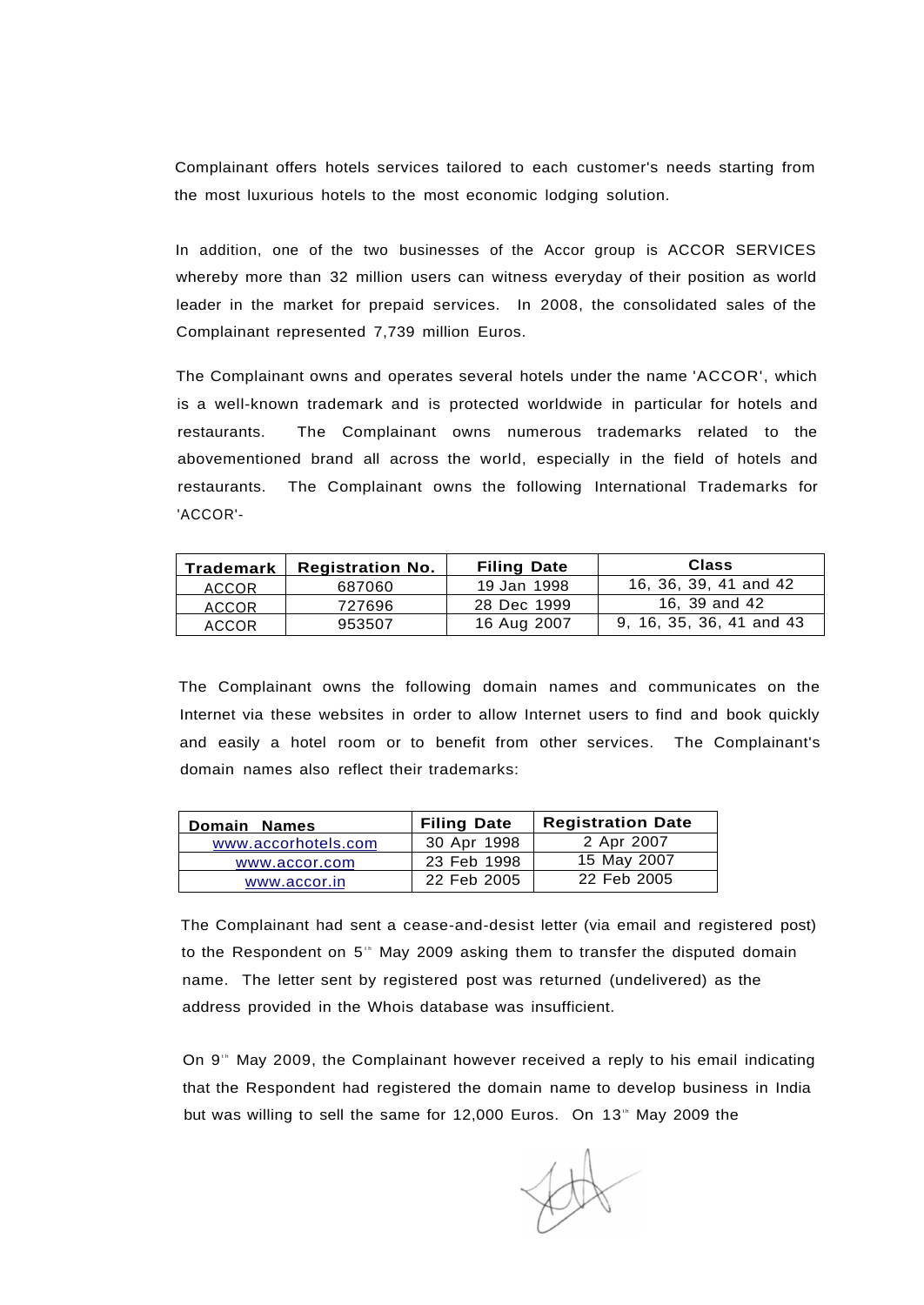Complainant offers hotels services tailored to each customer's needs starting from the most luxurious hotels to the most economic lodging solution.

In addition, one of the two businesses of the Accor group is ACCOR SERVICES whereby more than 32 million users can witness everyday of their position as world leader in the market for prepaid services. In 2008, the consolidated sales of the Complainant represented 7,739 million Euros.

The Complainant owns and operates several hotels under the name 'ACCOR', which is a well-known trademark and is protected worldwide in particular for hotels and restaurants. The Complainant owns numerous trademarks related to the abovementioned brand all across the world, especially in the field of hotels and restaurants. The Complainant owns the following International Trademarks for 'ACCOR'-

| Trademark | Registration No. | Filing Date | Class |
|---|---|---|---|
| ACCOR | 687060 | 19 Jan 1998 | 16, 36, 39, 41 and 42 |
| ACCOR | 727696 | 28 Dec 1999 | 16, 39 and 42 |
| ACCOR | 953507 | 16 Aug 2007 | 9, 16, 35, 36, 41 and 43 |

The Complainant owns the following domain names and communicates on the Internet via these websites in order to allow Internet users to find and book quickly and easily a hotel room or to benefit from other services. The Complainant's domain names also reflect their trademarks:

| Domain Names | Filing Date | Registration Date |
|---|---|---|
| www.accorhotels.com | 30 Apr 1998 | 2 Apr 2007 |
| www.accor.com | 23 Feb 1998 | 15 May 2007 |
| www.accor.in | 22 Feb 2005 | 22 Feb 2005 |

The Complainant had sent a cease-and-desist letter (via email and registered post) to the Respondent on 5th May 2009 asking them to transfer the disputed domain name. The letter sent by registered post was returned (undelivered) as the address provided in the Whois database was insufficient.

On 9th May 2009, the Complainant however received a reply to his email indicating that the Respondent had registered the domain name to develop business in India but was willing to sell the same for 12,000 Euros. On 13th May 2009 the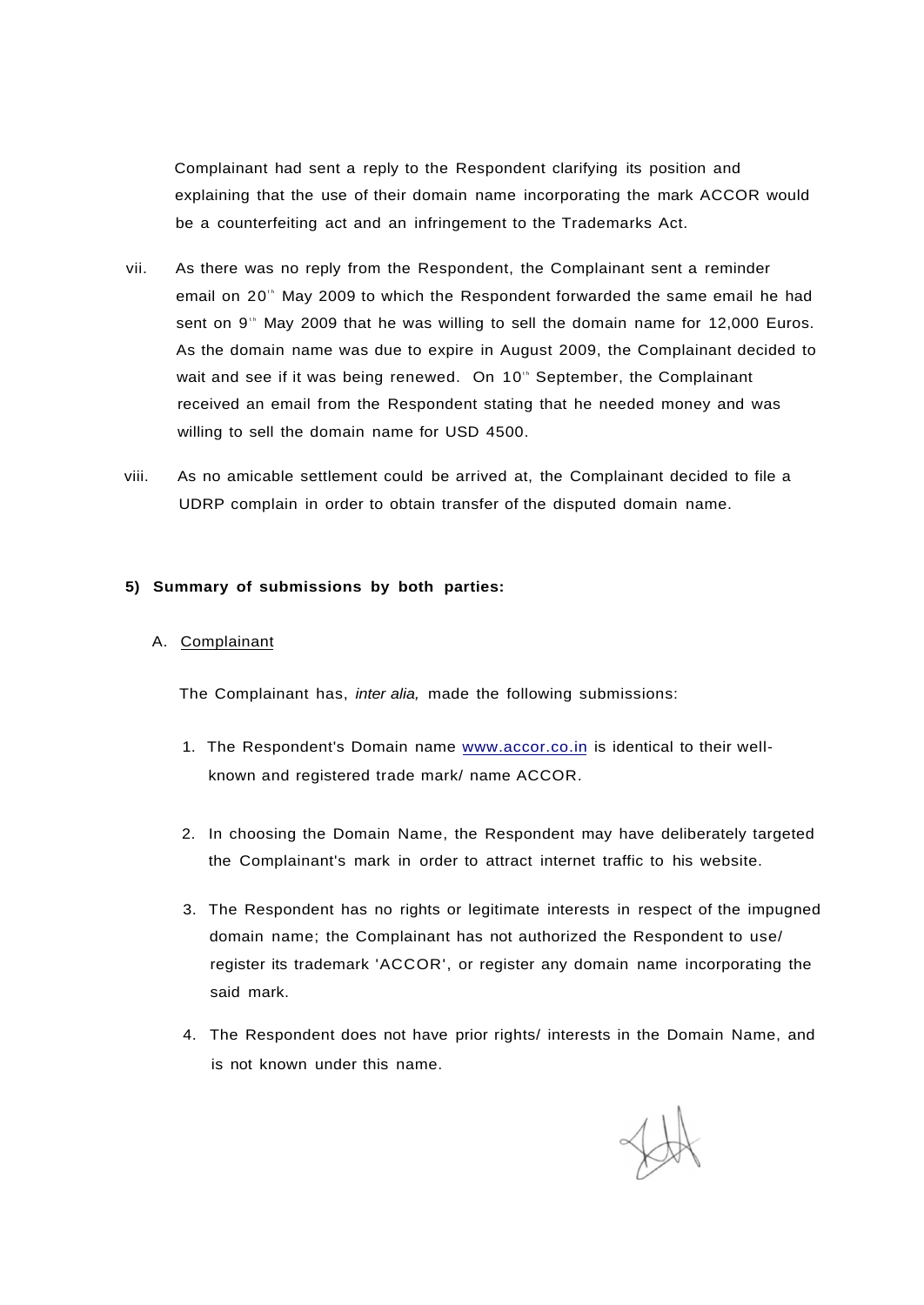Complainant had sent a reply to the Respondent clarifying its position and explaining that the use of their domain name incorporating the mark ACCOR would be a counterfeiting act and an infringement to the Trademarks Act.

vii. As there was no reply from the Respondent, the Complainant sent a reminder email on 20th May 2009 to which the Respondent forwarded the same email he had sent on 9th May 2009 that he was willing to sell the domain name for 12,000 Euros. As the domain name was due to expire in August 2009, the Complainant decided to wait and see if it was being renewed. On 10th September, the Complainant received an email from the Respondent stating that he needed money and was willing to sell the domain name for USD 4500.

viii. As no amicable settlement could be arrived at, the Complainant decided to file a UDRP complain in order to obtain transfer of the disputed domain name.

**5) Summary of submissions by both parties:**

A. Complainant

The Complainant has, *inter alia,* made the following submissions:

1. The Respondent's Domain name www.accor.co.in is identical to their well-known and registered trade mark/ name ACCOR.

2. In choosing the Domain Name, the Respondent may have deliberately targeted the Complainant's mark in order to attract internet traffic to his website.

3. The Respondent has no rights or legitimate interests in respect of the impugned domain name; the Complainant has not authorized the Respondent to use/ register its trademark 'ACCOR', or register any domain name incorporating the said mark.

4. The Respondent does not have prior rights/ interests in the Domain Name, and is not known under this name.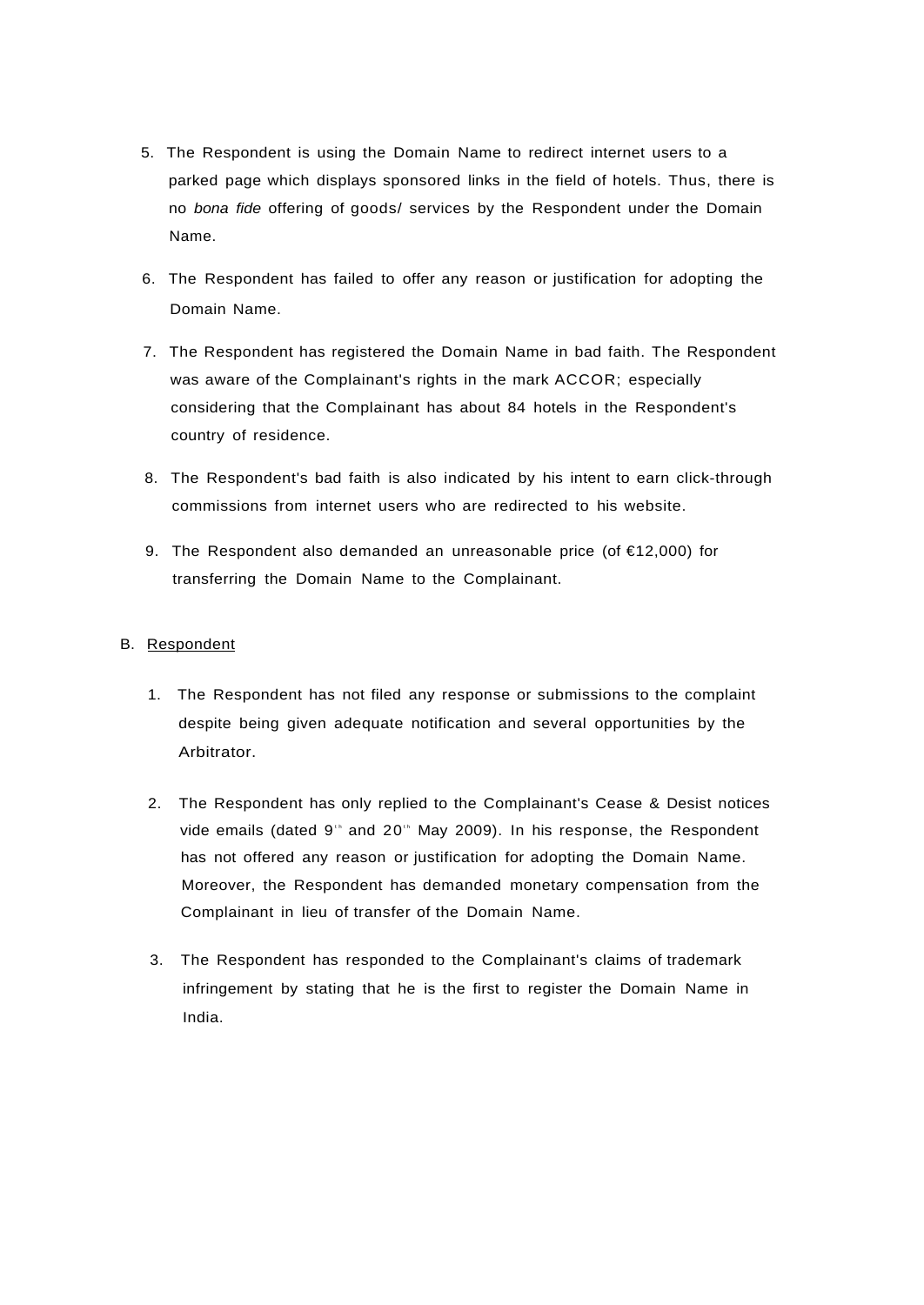5. The Respondent is using the Domain Name to redirect internet users to a parked page which displays sponsored links in the field of hotels. Thus, there is no *bona fide* offering of goods/ services by the Respondent under the Domain Name.

6. The Respondent has failed to offer any reason or justification for adopting the Domain Name.

7. The Respondent has registered the Domain Name in bad faith. The Respondent was aware of the Complainant's rights in the mark ACCOR; especially considering that the Complainant has about 84 hotels in the Respondent's country of residence.

8. The Respondent's bad faith is also indicated by his intent to earn click-through commissions from internet users who are redirected to his website.

9. The Respondent also demanded an unreasonable price (of €12,000) for transferring the Domain Name to the Complainant.

B. Respondent

1. The Respondent has not filed any response or submissions to the complaint despite being given adequate notification and several opportunities by the Arbitrator.

2. The Respondent has only replied to the Complainant's Cease & Desist notices vide emails (dated 9th and 20th May 2009). In his response, the Respondent has not offered any reason or justification for adopting the Domain Name. Moreover, the Respondent has demanded monetary compensation from the Complainant in lieu of transfer of the Domain Name.

3. The Respondent has responded to the Complainant's claims of trademark infringement by stating that he is the first to register the Domain Name in India.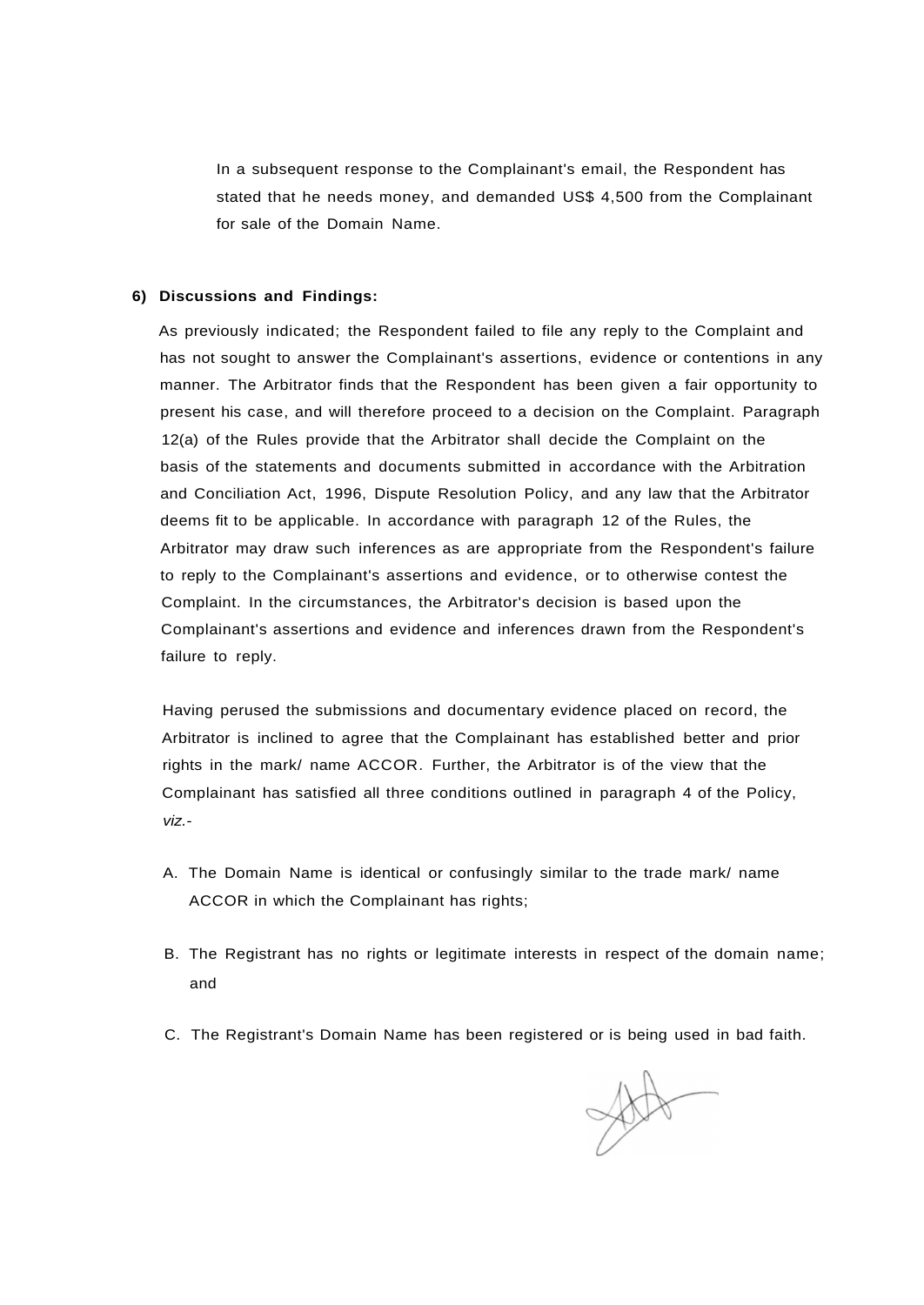In a subsequent response to the Complainant's email, the Respondent has stated that he needs money, and demanded US$ 4,500 from the Complainant for sale of the Domain Name.

**6) Discussions and Findings:**

As previously indicated; the Respondent failed to file any reply to the Complaint and has not sought to answer the Complainant's assertions, evidence or contentions in any manner. The Arbitrator finds that the Respondent has been given a fair opportunity to present his case, and will therefore proceed to a decision on the Complaint. Paragraph 12(a) of the Rules provide that the Arbitrator shall decide the Complaint on the basis of the statements and documents submitted in accordance with the Arbitration and Conciliation Act, 1996, Dispute Resolution Policy, and any law that the Arbitrator deems fit to be applicable. In accordance with paragraph 12 of the Rules, the Arbitrator may draw such inferences as are appropriate from the Respondent's failure to reply to the Complainant's assertions and evidence, or to otherwise contest the Complaint. In the circumstances, the Arbitrator's decision is based upon the Complainant's assertions and evidence and inferences drawn from the Respondent's failure to reply.

Having perused the submissions and documentary evidence placed on record, the Arbitrator is inclined to agree that the Complainant has established better and prior rights in the mark/ name ACCOR. Further, the Arbitrator is of the view that the Complainant has satisfied all three conditions outlined in paragraph 4 of the Policy, *viz.-*

A. The Domain Name is identical or confusingly similar to the trade mark/ name ACCOR in which the Complainant has rights;

B. The Registrant has no rights or legitimate interests in respect of the domain name; and

C. The Registrant's Domain Name has been registered or is being used in bad faith.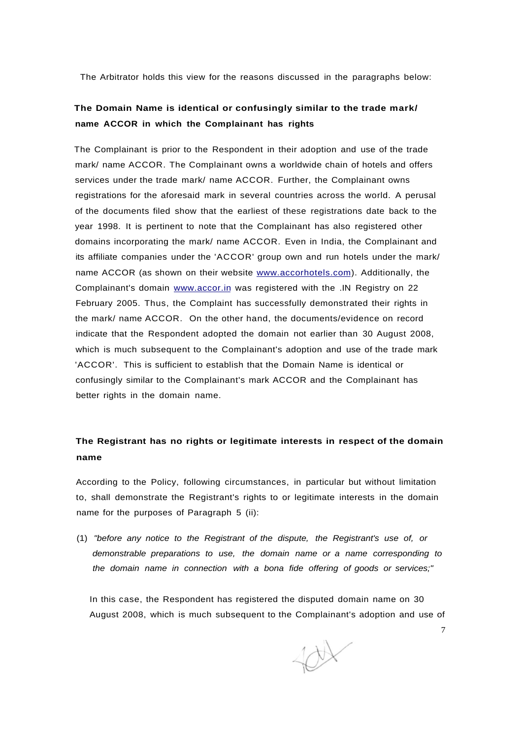The Arbitrator holds this view for the reasons discussed in the paragraphs below:

**The Domain Name is identical or confusingly similar to the trade mark/ name ACCOR in which the Complainant has rights**

The Complainant is prior to the Respondent in their adoption and use of the trade mark/ name ACCOR. The Complainant owns a worldwide chain of hotels and offers services under the trade mark/ name ACCOR. Further, the Complainant owns registrations for the aforesaid mark in several countries across the world. A perusal of the documents filed show that the earliest of these registrations date back to the year 1998. It is pertinent to note that the Complainant has also registered other domains incorporating the mark/ name ACCOR. Even in India, the Complainant and its affiliate companies under the 'ACCOR' group own and run hotels under the mark/ name ACCOR (as shown on their website www.accorhotels.com). Additionally, the Complainant's domain www.accor.in was registered with the .IN Registry on 22 February 2005. Thus, the Complaint has successfully demonstrated their rights in the mark/ name ACCOR. On the other hand, the documents/evidence on record indicate that the Respondent adopted the domain not earlier than 30 August 2008, which is much subsequent to the Complainant's adoption and use of the trade mark 'ACCOR'. This is sufficient to establish that the Domain Name is identical or confusingly similar to the Complainant's mark ACCOR and the Complainant has better rights in the domain name.

**The Registrant has no rights or legitimate interests in respect of the domain name**

According to the Policy, following circumstances, in particular but without limitation to, shall demonstrate the Registrant's rights to or legitimate interests in the domain name for the purposes of Paragraph 5 (ii):

(1) *"before any notice to the Registrant of the dispute, the Registrant's use of, or demonstrable preparations to use, the domain name or a name corresponding to the domain name in connection with a bona fide offering of goods or services;"*

In this case, the Respondent has registered the disputed domain name on 30 August 2008, which is much subsequent to the Complainant's adoption and use of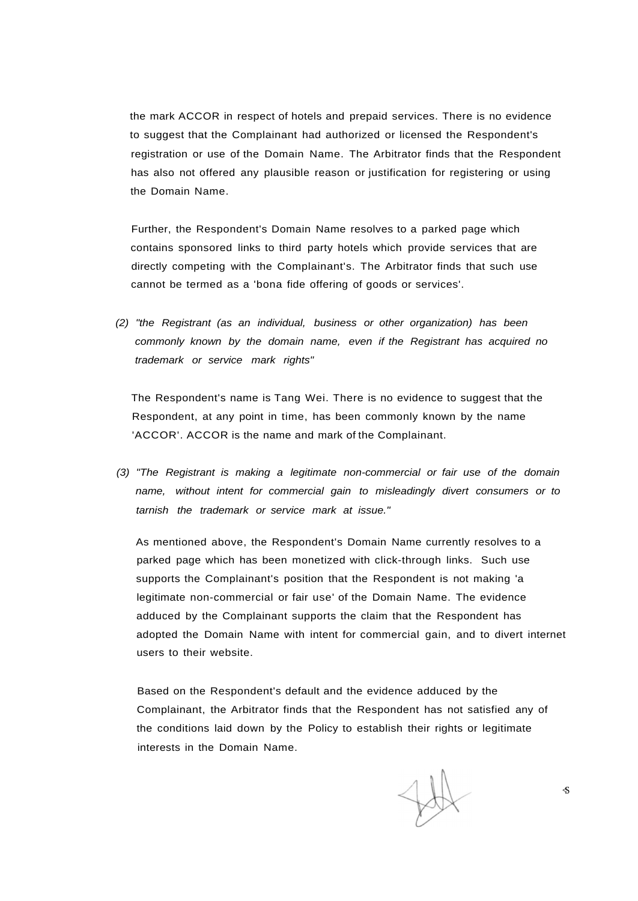the mark ACCOR in respect of hotels and prepaid services. There is no evidence to suggest that the Complainant had authorized or licensed the Respondent's registration or use of the Domain Name. The Arbitrator finds that the Respondent has also not offered any plausible reason or justification for registering or using the Domain Name.

Further, the Respondent's Domain Name resolves to a parked page which contains sponsored links to third party hotels which provide services that are directly competing with the Complainant's. The Arbitrator finds that such use cannot be termed as a 'bona fide offering of goods or services'.

*(2) "the Registrant (as an individual, business or other organization) has been commonly known by the domain name, even if the Registrant has acquired no trademark or service mark rights"*

The Respondent's name is Tang Wei. There is no evidence to suggest that the Respondent, at any point in time, has been commonly known by the name 'ACCOR'. ACCOR is the name and mark of the Complainant.

*(3) "The Registrant is making a legitimate non-commercial or fair use of the domain name, without intent for commercial gain to misleadingly divert consumers or to tarnish the trademark or service mark at issue."*

As mentioned above, the Respondent's Domain Name currently resolves to a parked page which has been monetized with click-through links. Such use supports the Complainant's position that the Respondent is not making 'a legitimate non-commercial or fair use' of the Domain Name. The evidence adduced by the Complainant supports the claim that the Respondent has adopted the Domain Name with intent for commercial gain, and to divert internet users to their website.

Based on the Respondent's default and the evidence adduced by the Complainant, the Arbitrator finds that the Respondent has not satisfied any of the conditions laid down by the Policy to establish their rights or legitimate interests in the Domain Name.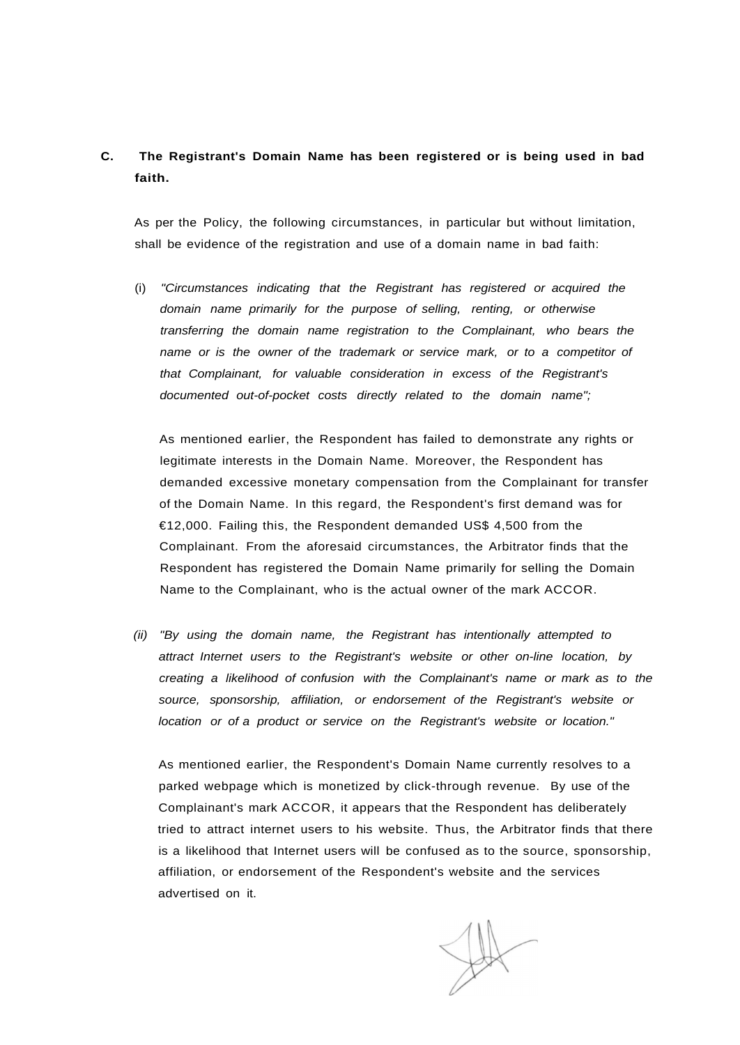**C. The Registrant's Domain Name has been registered or is being used in bad faith.**

As per the Policy, the following circumstances, in particular but without limitation, shall be evidence of the registration and use of a domain name in bad faith:

(i) *"Circumstances indicating that the Registrant has registered or acquired the domain name primarily for the purpose of selling, renting, or otherwise transferring the domain name registration to the Complainant, who bears the name or is the owner of the trademark or service mark, or to a competitor of that Complainant, for valuable consideration in excess of the Registrant's documented out-of-pocket costs directly related to the domain name";*

As mentioned earlier, the Respondent has failed to demonstrate any rights or legitimate interests in the Domain Name. Moreover, the Respondent has demanded excessive monetary compensation from the Complainant for transfer of the Domain Name. In this regard, the Respondent's first demand was for €12,000. Failing this, the Respondent demanded US$ 4,500 from the Complainant. From the aforesaid circumstances, the Arbitrator finds that the Respondent has registered the Domain Name primarily for selling the Domain Name to the Complainant, who is the actual owner of the mark ACCOR.

*(ii) "By using the domain name, the Registrant has intentionally attempted to attract Internet users to the Registrant's website or other on-line location, by creating a likelihood of confusion with the Complainant's name or mark as to the source, sponsorship, affiliation, or endorsement of the Registrant's website or location or of a product or service on the Registrant's website or location."*

As mentioned earlier, the Respondent's Domain Name currently resolves to a parked webpage which is monetized by click-through revenue. By use of the Complainant's mark ACCOR, it appears that the Respondent has deliberately tried to attract internet users to his website. Thus, the Arbitrator finds that there is a likelihood that Internet users will be confused as to the source, sponsorship, affiliation, or endorsement of the Respondent's website and the services advertised on it.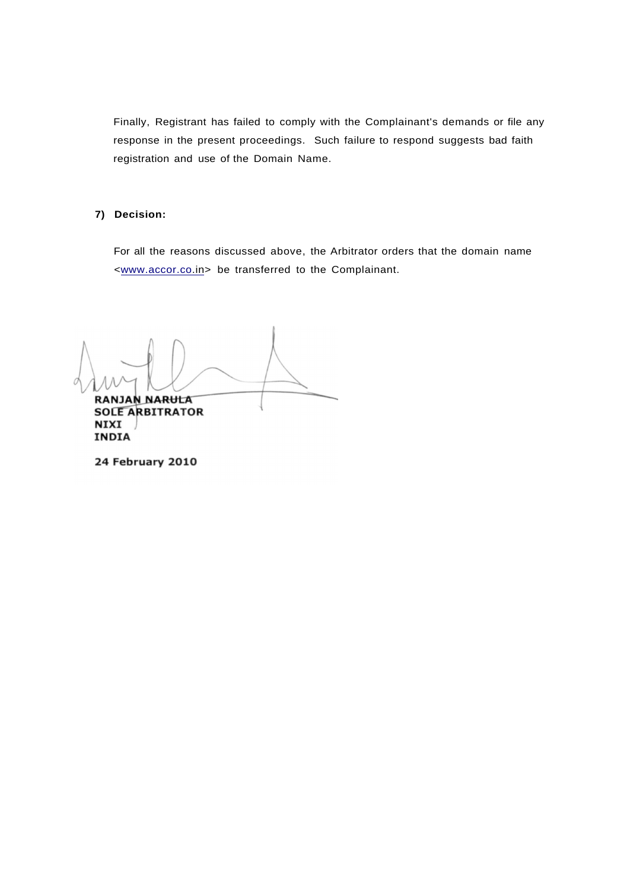Finally, Registrant has failed to comply with the Complainant's demands or file any response in the present proceedings. Such failure to respond suggests bad faith registration and use of the Domain Name.

**7) Decision:**

For all the reasons discussed above, the Arbitrator orders that the domain name <www.accor.co.in> be transferred to the Complainant.

**RANJAN NARULA**
**SOLE ARBITRATOR**
**NIXI**
**INDIA**

**24 February 2010**